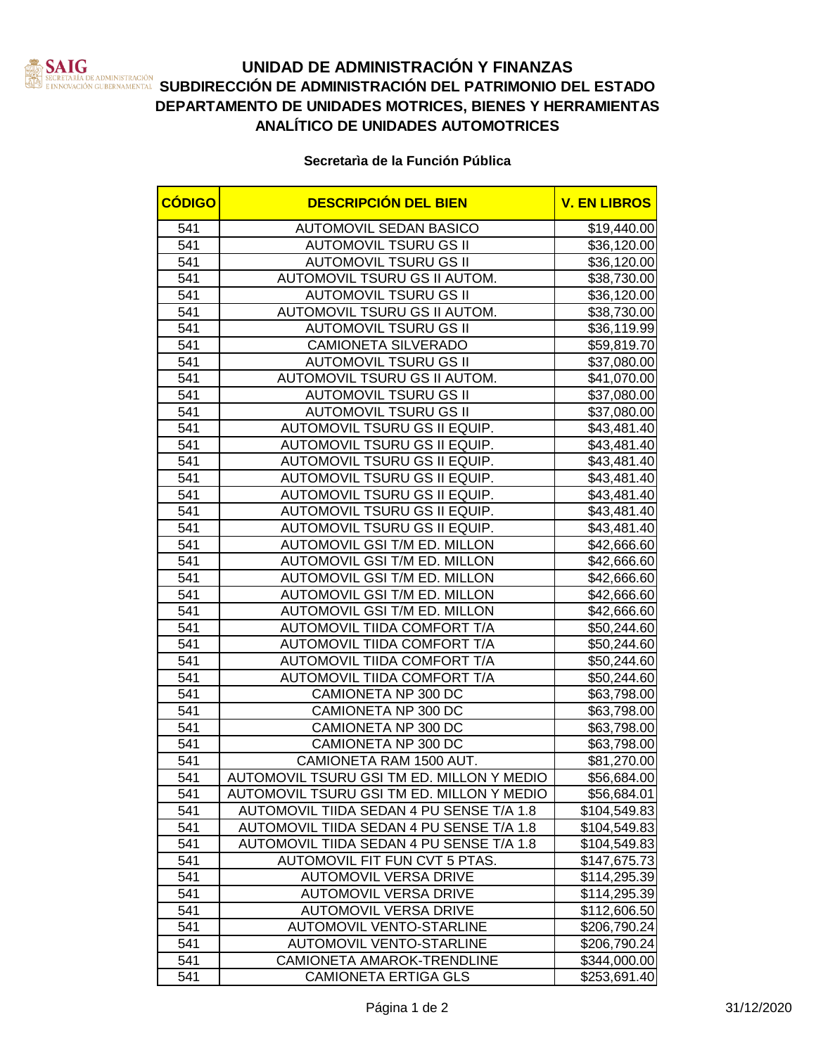SAIG
SECRETARÍA DE ADMINISTRACIÓN E INNOVACIÓN GUBERNAMENTAL

# UNIDAD DE ADMINISTRACIÓN Y FINANZAS
## SUBDIRECCIÓN DE ADMINISTRACIÓN DEL PATRIMONIO DEL ESTADO
## DEPARTAMENTO DE UNIDADES MOTRICES, BIENES Y HERRAMIENTAS
## ANALÍTICO DE UNIDADES AUTOMOTRICES

**Secretarìa de la Función Pública**

| CÓDIGO | DESCRIPCIÓN DEL BIEN | V. EN LIBROS |
|---|---|---|
| 541 | AUTOMOVIL SEDAN BASICO | $19,440.00 |
| 541 | AUTOMOVIL TSURU GS II | $36,120.00 |
| 541 | AUTOMOVIL TSURU GS II | $36,120.00 |
| 541 | AUTOMOVIL TSURU GS II AUTOM. | $38,730.00 |
| 541 | AUTOMOVIL TSURU GS II | $36,120.00 |
| 541 | AUTOMOVIL TSURU GS II AUTOM. | $38,730.00 |
| 541 | AUTOMOVIL TSURU GS II | $36,119.99 |
| 541 | CAMIONETA SILVERADO | $59,819.70 |
| 541 | AUTOMOVIL TSURU GS II | $37,080.00 |
| 541 | AUTOMOVIL TSURU GS II AUTOM. | $41,070.00 |
| 541 | AUTOMOVIL TSURU GS II | $37,080.00 |
| 541 | AUTOMOVIL TSURU GS II | $37,080.00 |
| 541 | AUTOMOVIL TSURU GS II EQUIP. | $43,481.40 |
| 541 | AUTOMOVIL TSURU GS II EQUIP. | $43,481.40 |
| 541 | AUTOMOVIL TSURU GS II EQUIP. | $43,481.40 |
| 541 | AUTOMOVIL TSURU GS II EQUIP. | $43,481.40 |
| 541 | AUTOMOVIL TSURU GS II EQUIP. | $43,481.40 |
| 541 | AUTOMOVIL TSURU GS II EQUIP. | $43,481.40 |
| 541 | AUTOMOVIL TSURU GS II EQUIP. | $43,481.40 |
| 541 | AUTOMOVIL GSI T/M ED. MILLON | $42,666.60 |
| 541 | AUTOMOVIL GSI T/M ED. MILLON | $42,666.60 |
| 541 | AUTOMOVIL GSI T/M ED. MILLON | $42,666.60 |
| 541 | AUTOMOVIL GSI T/M ED. MILLON | $42,666.60 |
| 541 | AUTOMOVIL GSI T/M ED. MILLON | $42,666.60 |
| 541 | AUTOMOVIL TIIDA COMFORT T/A | $50,244.60 |
| 541 | AUTOMOVIL TIIDA COMFORT T/A | $50,244.60 |
| 541 | AUTOMOVIL TIIDA COMFORT T/A | $50,244.60 |
| 541 | AUTOMOVIL TIIDA COMFORT T/A | $50,244.60 |
| 541 | CAMIONETA NP 300 DC | $63,798.00 |
| 541 | CAMIONETA NP 300 DC | $63,798.00 |
| 541 | CAMIONETA NP 300 DC | $63,798.00 |
| 541 | CAMIONETA NP 300 DC | $63,798.00 |
| 541 | CAMIONETA RAM 1500 AUT. | $81,270.00 |
| 541 | AUTOMOVIL TSURU GSI TM ED. MILLON Y MEDIO | $56,684.00 |
| 541 | AUTOMOVIL TSURU GSI TM ED. MILLON Y MEDIO | $56,684.01 |
| 541 | AUTOMOVIL TIIDA SEDAN 4 PU SENSE T/A 1.8 | $104,549.83 |
| 541 | AUTOMOVIL TIIDA SEDAN 4 PU SENSE T/A 1.8 | $104,549.83 |
| 541 | AUTOMOVIL TIIDA SEDAN 4 PU SENSE T/A 1.8 | $104,549.83 |
| 541 | AUTOMOVIL FIT FUN CVT 5 PTAS. | $147,675.73 |
| 541 | AUTOMOVIL VERSA DRIVE | $114,295.39 |
| 541 | AUTOMOVIL VERSA DRIVE | $114,295.39 |
| 541 | AUTOMOVIL VERSA DRIVE | $112,606.50 |
| 541 | AUTOMOVIL VENTO-STARLINE | $206,790.24 |
| 541 | AUTOMOVIL VENTO-STARLINE | $206,790.24 |
| 541 | CAMIONETA AMAROK-TRENDLINE | $344,000.00 |
| 541 | CAMIONETA ERTIGA GLS | $253,691.40 |

31/12/2020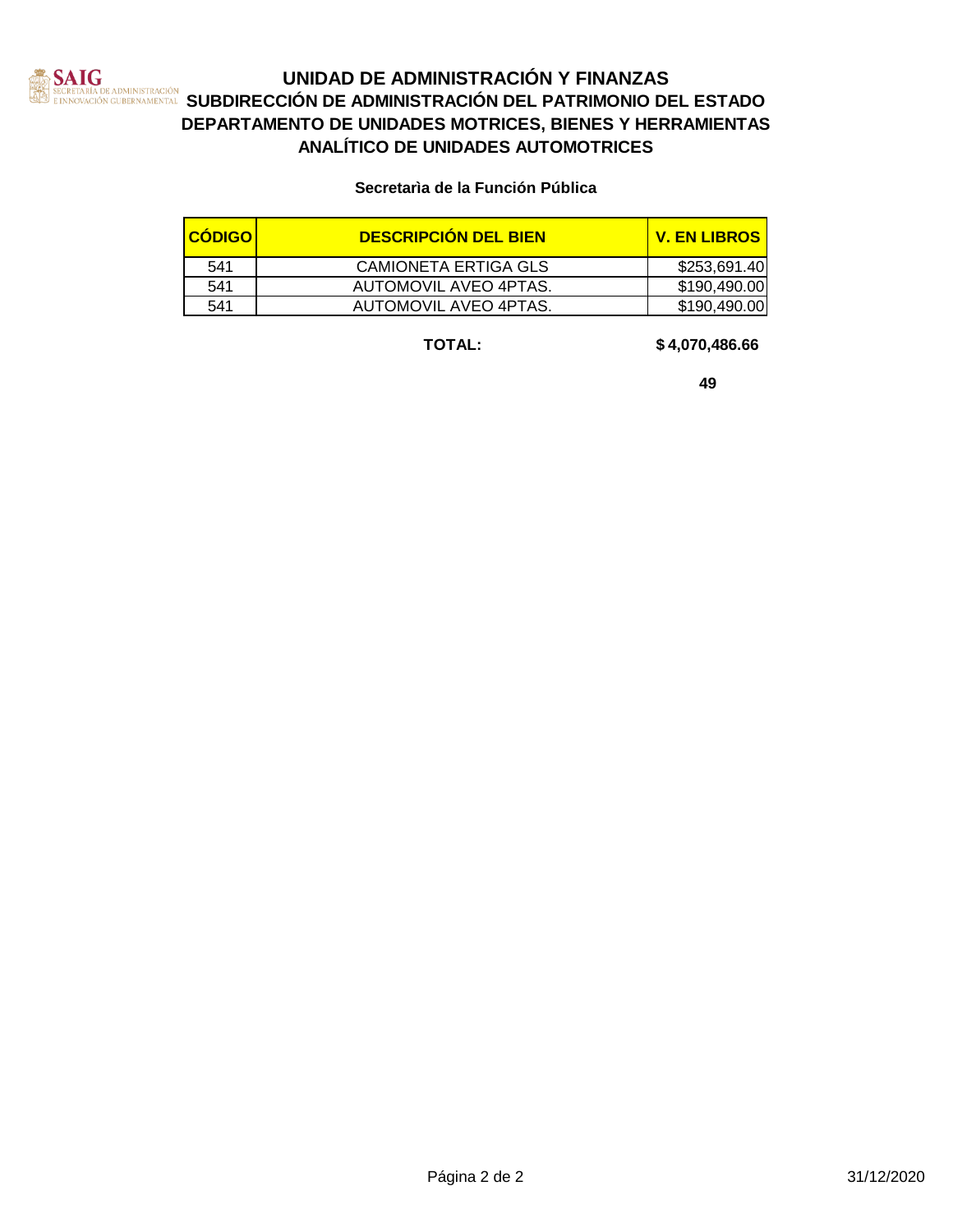# UNIDAD DE ADMINISTRACIÓN Y FINANZAS

## SUBDIRECCIÓN DE ADMINISTRACIÓN DEL PATRIMONIO DEL ESTADO

## DEPARTAMENTO DE UNIDADES MOTRICES, BIENES Y HERRAMIENTAS

## ANALÍTICO DE UNIDADES AUTOMOTRICES

**Secretarìa de la Función Pública**

| CÓDIGO | DESCRIPCIÓN DEL BIEN | V. EN LIBROS |
|---|---|---|
| 541 | CAMIONETA ERTIGA GLS | $253,691.40 |
| 541 | AUTOMOVIL AVEO 4PTAS. | $190,490.00 |
| 541 | AUTOMOVIL AVEO 4PTAS. | $190,490.00 |

**TOTAL:** **$ 4,070,486.66**

**49**

31/12/2020